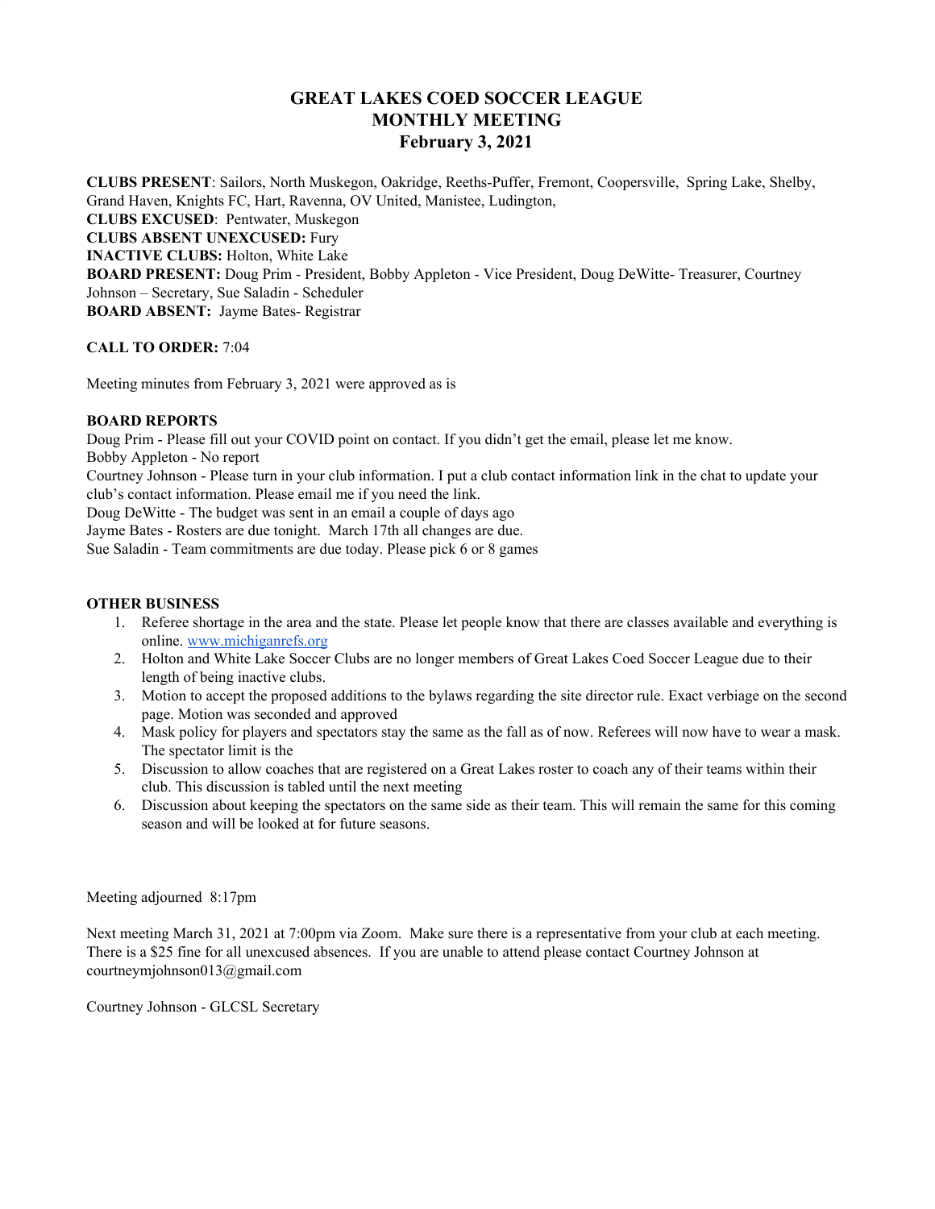# GREAT LAKES COED SOCCER LEAGUE
## MONTHLY MEETING
### February 3, 2021

**CLUBS PRESENT**: Sailors, North Muskegon, Oakridge, Reeths-Puffer, Fremont, Coopersville, Spring Lake, Shelby, Grand Haven, Knights FC, Hart, Ravenna, OV United, Manistee, Ludington,
**CLUBS EXCUSED**: Pentwater, Muskegon
**CLUBS ABSENT UNEXCUSED:** Fury
**INACTIVE CLUBS:** Holton, White Lake
**BOARD PRESENT:** Doug Prim - President, Bobby Appleton - Vice President, Doug DeWitte- Treasurer, Courtney Johnson – Secretary, Sue Saladin - Scheduler
**BOARD ABSENT:** Jayme Bates- Registrar

**CALL TO ORDER:** 7:04

Meeting minutes from February 3, 2021 were approved as is

**BOARD REPORTS**
Doug Prim - Please fill out your COVID point on contact. If you didn't get the email, please let me know.
Bobby Appleton - No report
Courtney Johnson - Please turn in your club information. I put a club contact information link in the chat to update your club's contact information. Please email me if you need the link.
Doug DeWitte - The budget was sent in an email a couple of days ago
Jayme Bates - Rosters are due tonight. March 17th all changes are due.
Sue Saladin - Team commitments are due today. Please pick 6 or 8 games

**OTHER BUSINESS**

1. Referee shortage in the area and the state. Please let people know that there are classes available and everything is online. [www.michiganrefs.org](http://www.michiganrefs.org)
2. Holton and White Lake Soccer Clubs are no longer members of Great Lakes Coed Soccer League due to their length of being inactive clubs.
3. Motion to accept the proposed additions to the bylaws regarding the site director rule. Exact verbiage on the second page. Motion was seconded and approved
4. Mask policy for players and spectators stay the same as the fall as of now. Referees will now have to wear a mask. The spectator limit is the
5. Discussion to allow coaches that are registered on a Great Lakes roster to coach any of their teams within their club. This discussion is tabled until the next meeting
6. Discussion about keeping the spectators on the same side as their team. This will remain the same for this coming season and will be looked at for future seasons.

Meeting adjourned 8:17pm

Next meeting March 31, 2021 at 7:00pm via Zoom. Make sure there is a representative from your club at each meeting. There is a $25 fine for all unexcused absences. If you are unable to attend please contact Courtney Johnson at courtneymjohnson013@gmail.com

Courtney Johnson - GLCSL Secretary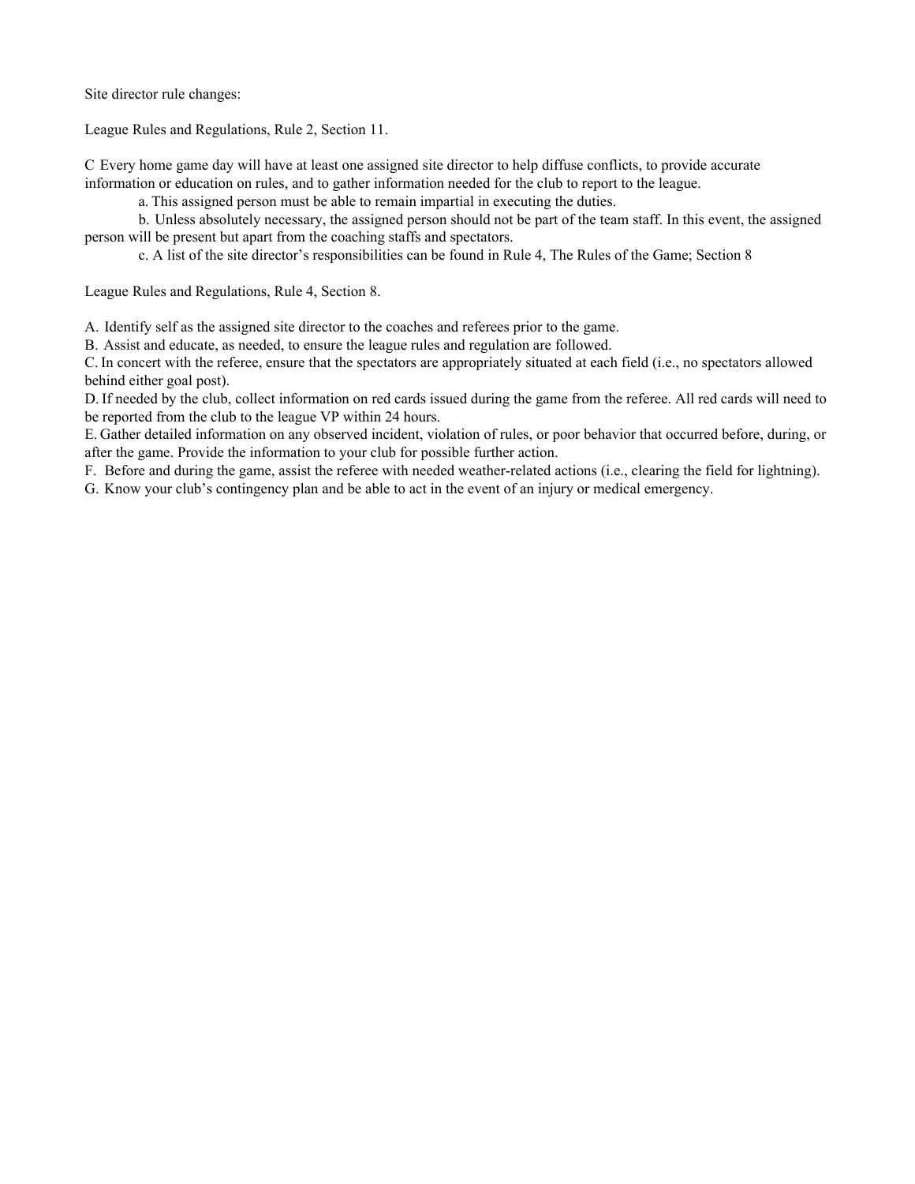Site director rule changes:

League Rules and Regulations, Rule 2, Section 11.

C Every home game day will have at least one assigned site director to help diffuse conflicts, to provide accurate information or education on rules, and to gather information needed for the club to report to the league.

a. This assigned person must be able to remain impartial in executing the duties.

b. Unless absolutely necessary, the assigned person should not be part of the team staff. In this event, the assigned person will be present but apart from the coaching staffs and spectators.

c. A list of the site director's responsibilities can be found in Rule 4, The Rules of the Game; Section 8

League Rules and Regulations, Rule 4, Section 8.

A. Identify self as the assigned site director to the coaches and referees prior to the game.
B. Assist and educate, as needed, to ensure the league rules and regulation are followed.
C. In concert with the referee, ensure that the spectators are appropriately situated at each field (i.e., no spectators allowed behind either goal post).
D. If needed by the club, collect information on red cards issued during the game from the referee. All red cards will need to be reported from the club to the league VP within 24 hours.
E. Gather detailed information on any observed incident, violation of rules, or poor behavior that occurred before, during, or after the game. Provide the information to your club for possible further action.
F. Before and during the game, assist the referee with needed weather-related actions (i.e., clearing the field for lightning).
G. Know your club's contingency plan and be able to act in the event of an injury or medical emergency.